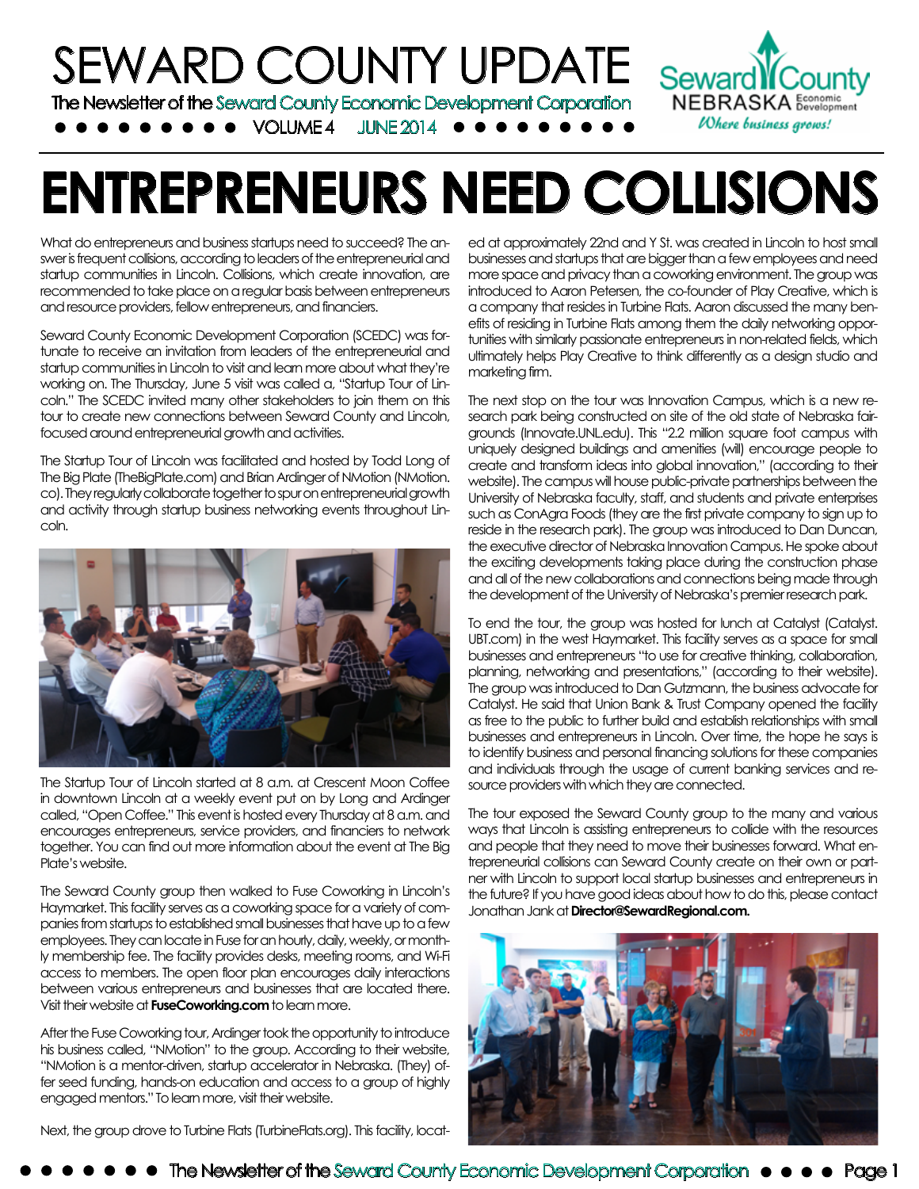# SEWARD COUNTY UPDATE

The Newsletter of the Seward County Economic Development Corporation

VOLUME 4 JUNE 2014

Seward County NEBRASKA Economic Development
*Where business grows!*

# ENTREPRENEURS NEED COLLISIONS

What do entrepreneurs and business startups need to succeed? The answer is frequent collisions, according to leaders of the entrepreneurial and startup communities in Lincoln. Collisions, which create innovation, are recommended to take place on a regular basis between entrepreneurs and resource providers, fellow entrepreneurs, and financiers.

Seward County Economic Development Corporation (SCEDC) was fortunate to receive an invitation from leaders of the entrepreneurial and startup communities in Lincoln to visit and learn more about what they're working on. The Thursday, June 5 visit was called a, "Startup Tour of Lincoln." The SCEDC invited many other stakeholders to join them on this tour to create new connections between Seward County and Lincoln, focused around entrepreneurial growth and activities.

The Startup Tour of Lincoln was facilitated and hosted by Todd Long of The Big Plate (TheBigPlate.com) and Brian Ardinger of NMotion (NMotion.co). They regularly collaborate together to spur on entrepreneurial growth and activity through startup business networking events throughout Lincoln.

The Startup Tour of Lincoln started at 8 a.m. at Crescent Moon Coffee in downtown Lincoln at a weekly event put on by Long and Ardinger called, "Open Coffee." This event is hosted every Thursday at 8 a.m. and encourages entrepreneurs, service providers, and financiers to network together. You can find out more information about the event at The Big Plate's website.

The Seward County group then walked to Fuse Coworking in Lincoln's Haymarket. This facility serves as a coworking space for a variety of companies from startups to established small businesses that have up to a few employees. They can locate in Fuse for an hourly, daily, weekly, or monthly membership fee. The facility provides desks, meeting rooms, and Wi-Fi access to members. The open floor plan encourages daily interactions between various entrepreneurs and businesses that are located there. Visit their website at **FuseCoworking.com** to learn more.

After the Fuse Coworking tour, Ardinger took the opportunity to introduce his business called, "NMotion" to the group. According to their website, "NMotion is a mentor-driven, startup accelerator in Nebraska. (They) offer seed funding, hands-on education and access to a group of highly engaged mentors." To learn more, visit their website.

Next, the group drove to Turbine Flats (TurbineFlats.org). This facility, located at approximately 22nd and Y St. was created in Lincoln to host small businesses and startups that are bigger than a few employees and need more space and privacy than a coworking environment. The group was introduced to Aaron Petersen, the co-founder of Play Creative, which is a company that resides in Turbine Flats. Aaron discussed the many benefits of residing in Turbine Flats among them the daily networking opportunities with similarly passionate entrepreneurs in non-related fields, which ultimately helps Play Creative to think differently as a design studio and marketing firm.

The next stop on the tour was Innovation Campus, which is a new research park being constructed on site of the old state of Nebraska fairgrounds (Innovate.UNL.edu). This "2.2 million square foot campus with uniquely designed buildings and amenities (will) encourage people to create and transform ideas into global innovation," (according to their website). The campus will house public-private partnerships between the University of Nebraska faculty, staff, and students and private enterprises such as ConAgra Foods (they are the first private company to sign up to reside in the research park). The group was introduced to Dan Duncan, the executive director of Nebraska Innovation Campus. He spoke about the exciting developments taking place during the construction phase and all of the new collaborations and connections being made through the development of the University of Nebraska's premier research park.

To end the tour, the group was hosted for lunch at Catalyst (Catalyst.UBT.com) in the west Haymarket. This facility serves as a space for small businesses and entrepreneurs "to use for creative thinking, collaboration, planning, networking and presentations," (according to their website). The group was introduced to Dan Gutzmann, the business advocate for Catalyst. He said that Union Bank & Trust Company opened the facility as free to the public to further build and establish relationships with small businesses and entrepreneurs in Lincoln. Over time, the hope he says is to identify business and personal financing solutions for these companies and individuals through the usage of current banking services and resource providers with which they are connected.

The tour exposed the Seward County group to the many and various ways that Lincoln is assisting entrepreneurs to collide with the resources and people that they need to move their businesses forward. What entrepreneurial collisions can Seward County create on their own or partner with Lincoln to support local startup businesses and entrepreneurs in the future? If you have good ideas about how to do this, please contact Jonathan Jank at **Director@SewardRegional.com.**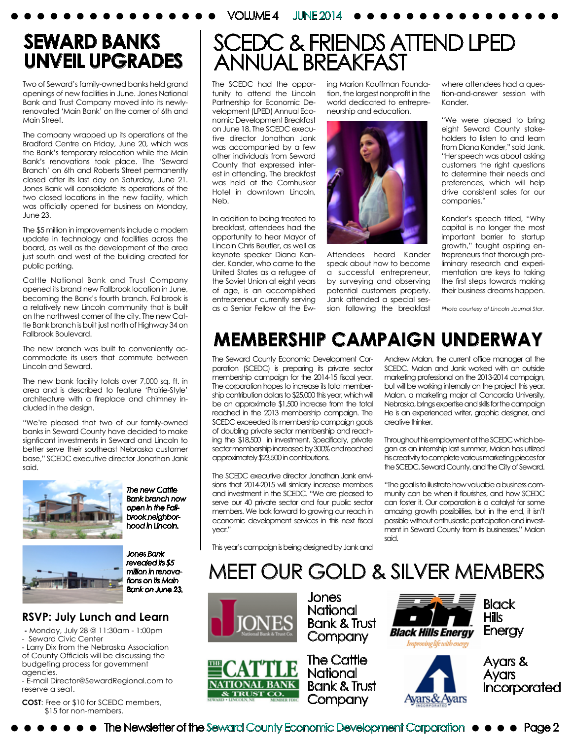# SEWARD BANKS UNVEIL UPGRADES

Two of Seward's family-owned banks held grand openings of new facilities in June. Jones National Bank and Trust Company moved into its newly-renovated 'Main Bank' on the corner of 6th and Main Street.

The company wrapped up its operations at the Bradford Centre on Friday, June 20, which was the Bank's temporary relocation while the Main Bank's renovations took place. The 'Seward Branch' on 6th and Roberts Street permanently closed after its last day on Saturday, June 21. Jones Bank will consolidate its operations of the two closed locations in the new facility, which was officially opened for business on Monday, June 23.

The $5 million in improvements include a modern update in technology and facilities across the board, as well as the development of the area just south and west of the building created for public parking.

Cattle National Bank and Trust Company opened its brand new Fallbrook location in June, becoming the Bank's fourth branch. Fallbrook is a relatively new Lincoln community that is built on the northwest corner of the city. The new Cattle Bank branch is built just north of Highway 34 on Fallbrook Boulevard.

The new branch was built to conveniently accommodate its users that commute between Lincoln and Seward.

The new bank facility totals over 7,000 sq. ft. in area and is described to feature 'Prairie-Style' architecture with a fireplace and chimney included in the design.

"We're pleased that two of our family-owned banks in Seward County have decided to make signficant investments in Seward and Lincoln to better serve their southeast Nebraska customer base," SCEDC executive director Jonathan Jank said.

*The new Cattle Bank branch now open in the Fallbrook neighborhood in Lincoln.*

*Jones Bank revealed its $5 million in renovations on its Main Bank on June 23.*

## RSVP: July Lunch and Learn

- Monday, July 28 @ 11:30am - 1:00pm
- Seward Civic Center
- Larry Dix from the Nebraska Association of County Officials will be discussing the budgeting process for government agencies.
- E-mail Director@SewardRegional.com to reserve a seat.

**COST**: Free or $10 for SCEDC members, $15 for non-members.

# SCEDC & FRIENDS ATTEND LPED ANNUAL BREAKFAST

The SCEDC had the opportunity to attend the Lincoln Partnership for Economic Development (LPED) Annual Economic Development Breakfast on June 18. The SCEDC executive director Jonathan Jank was accompanied by a few other individuals from Seward County that expressed interest in attending. The breakfast was held at the Cornhusker Hotel in downtown Lincoln, Neb.

In addition to being treated to breakfast, attendees had the opportunity to hear Mayor of Lincoln Chris Beutler, as well as keynote speaker Diana Kander. Kander, who came to the United States as a refugee of the Soviet Union at eight years of age, is an accomplished entrepreneur currently serving as a Senior Fellow at the Ewing Marion Kauffman Foundation, the largest nonprofit in the world dedicated to entrepreneurship and education.

Attendees heard Kander speak about how to become a successful entrepreneur, by surveying and observing potential customers properly. Jank attended a special session following the breakfast where attendees had a question-and-answer session with Kander.

"We were pleased to bring eight Seward County stakeholders to listen to and learn from Diana Kander," said Jank. "Her speech was about asking customers the right questions to determine their needs and preferences, which will help drive consistent sales for our companies."

Kander's speech titled, "Why capital is no longer the most important barrier to startup growth," taught aspiring entrepreneurs that thorough preliminary research and experimentation are keys to taking the first steps towards making their business dreams happen.

*Photo courtesy of Lincoln Journal Star.*

# MEMBERSHIP CAMPAIGN UNDERWAY

The Seward County Economic Development Corporation (SCEDC) is preparing its private sector membership campaign for the 2014-15 fiscal year. The corporation hopes to increase its total membership contribution dollars to $25,000 this year, which will be an approximate $1,500 increase from the total reached in the 2013 membership campaign. The SCEDC exceeded its membership campaign goals of doubling private sector membership and reaching the $18,500 in investment. Specifically, private sector membership increased by 300% and reached approximately $23,500 in contributions.

The SCEDC executive director Jonathan Jank envisions that 2014-2015 will similarly increase members and investment in the SCEDC. "We are pleased to serve our 40 private sector and four public sector members. We look forward to growing our reach in economic development services in this next fiscal year."

This year's campaign is being designed by Jank and Andrew Malan, the current office manager at the SCEDC. Malan and Jank worked with an outside marketing professional on the 2013-2014 campaign, but will be working internally on the project this year. Malan, a marketing major at Concordia University, Nebraska, brings expertise and skills for the campaign He is an experienced writer, graphic designer, and creative thinker.

Throughout his employment at the SCEDC which began as an internship last summer, Malan has utilized his creativity to complete various marketing pieces for the SCEDC, Seward County, and the City of Seward.

"The goal is to illustrate how valuable a business community can be when it flourishes, and how SCEDC can foster it. Our corporation is a catalyst for some amazing growth possibilities, but in the end, it isn't possible without enthusiastic participation and investment in Seward County from its businesses," Malan said.

# MEET OUR GOLD & SILVER MEMBERS

Jones National Bank & Trust Company

Black Hills Energy

The Cattle National Bank & Trust Company

Ayars & Ayars Incorporated